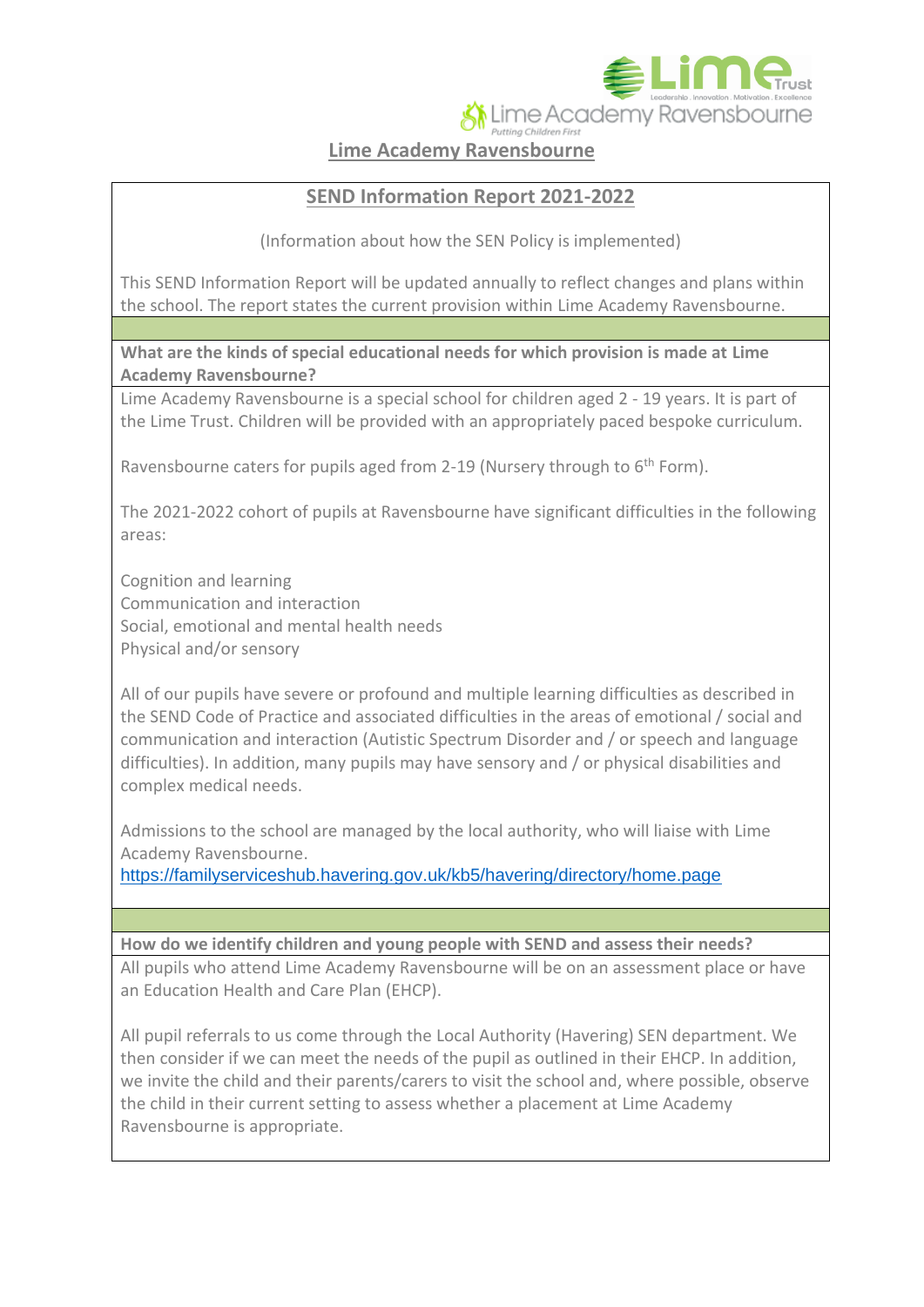# Lime Academy Ravensbourne

## SEND Information Report 2021-2022

(Information about how the SEN Policy is implemented)

This SEND Information Report will be updated annually to reflect changes and plans within the school. The report states the current provision within Lime Academy Ravensbourne.

**What are the kinds of special educational needs for which provision is made at Lime Academy Ravensbourne?**

Lime Academy Ravensbourne is a special school for children aged 2 - 19 years. It is part of the Lime Trust. Children will be provided with an appropriately paced bespoke curriculum.

Ravensbourne caters for pupils aged from 2-19 (Nursery through to 6th Form).

The 2021-2022 cohort of pupils at Ravensbourne have significant difficulties in the following areas:

Cognition and learning
Communication and interaction
Social, emotional and mental health needs
Physical and/or sensory

All of our pupils have severe or profound and multiple learning difficulties as described in the SEND Code of Practice and associated difficulties in the areas of emotional / social and communication and interaction (Autistic Spectrum Disorder and / or speech and language difficulties). In addition, many pupils may have sensory and / or physical disabilities and complex medical needs.

Admissions to the school are managed by the local authority, who will liaise with Lime Academy Ravensbourne.
https://familyserviceshub.havering.gov.uk/kb5/havering/directory/home.page

**How do we identify children and young people with SEND and assess their needs?**

All pupils who attend Lime Academy Ravensbourne will be on an assessment place or have an Education Health and Care Plan (EHCP).

All pupil referrals to us come through the Local Authority (Havering) SEN department. We then consider if we can meet the needs of the pupil as outlined in their EHCP. In addition, we invite the child and their parents/carers to visit the school and, where possible, observe the child in their current setting to assess whether a placement at Lime Academy Ravensbourne is appropriate.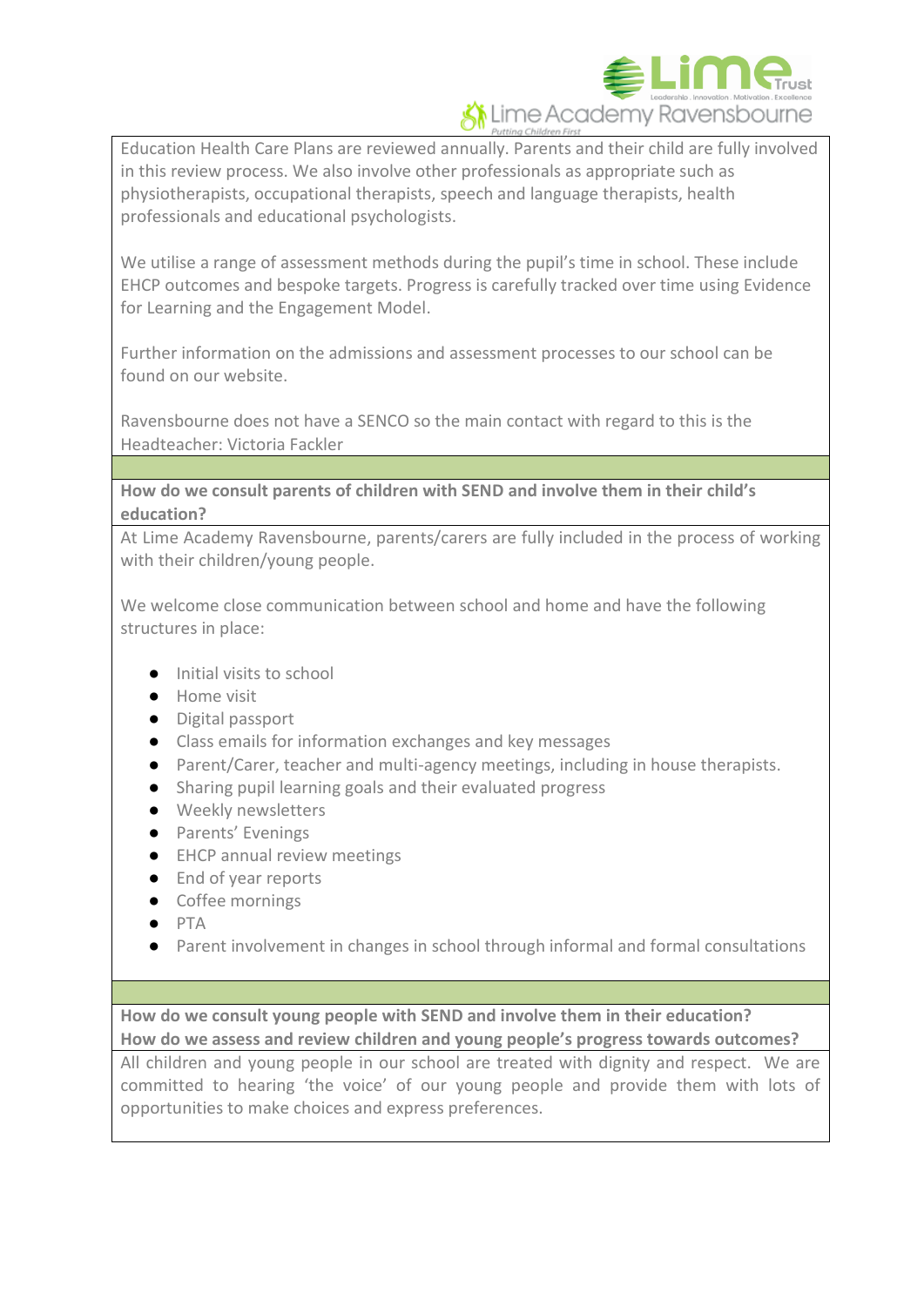Education Health Care Plans are reviewed annually. Parents and their child are fully involved in this review process. We also involve other professionals as appropriate such as physiotherapists, occupational therapists, speech and language therapists, health professionals and educational psychologists.

We utilise a range of assessment methods during the pupil's time in school. These include EHCP outcomes and bespoke targets. Progress is carefully tracked over time using Evidence for Learning and the Engagement Model.

Further information on the admissions and assessment processes to our school can be found on our website.

Ravensbourne does not have a SENCO so the main contact with regard to this is the Headteacher: Victoria Fackler

**How do we consult parents of children with SEND and involve them in their child's education?**

At Lime Academy Ravensbourne, parents/carers are fully included in the process of working with their children/young people.

We welcome close communication between school and home and have the following structures in place:

- Initial visits to school
- Home visit
- Digital passport
- Class emails for information exchanges and key messages
- Parent/Carer, teacher and multi-agency meetings, including in house therapists.
- Sharing pupil learning goals and their evaluated progress
- Weekly newsletters
- Parents' Evenings
- EHCP annual review meetings
- End of year reports
- Coffee mornings
- PTA
- Parent involvement in changes in school through informal and formal consultations

**How do we consult young people with SEND and involve them in their education?**
**How do we assess and review children and young people's progress towards outcomes?**

All children and young people in our school are treated with dignity and respect. We are committed to hearing 'the voice' of our young people and provide them with lots of opportunities to make choices and express preferences.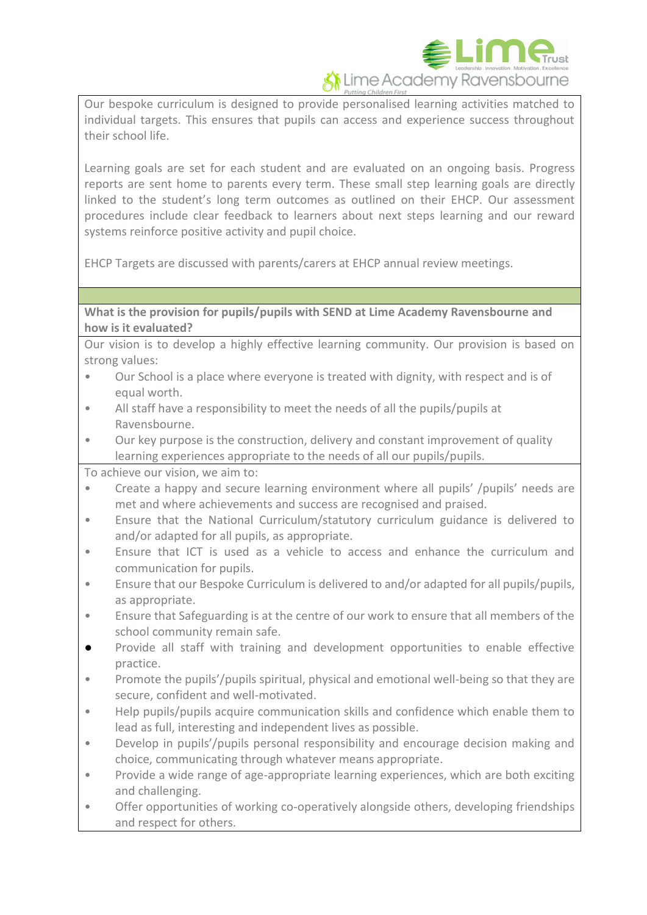Our bespoke curriculum is designed to provide personalised learning activities matched to individual targets. This ensures that pupils can access and experience success throughout their school life.

Learning goals are set for each student and are evaluated on an ongoing basis. Progress reports are sent home to parents every term. These small step learning goals are directly linked to the student's long term outcomes as outlined on their EHCP. Our assessment procedures include clear feedback to learners about next steps learning and our reward systems reinforce positive activity and pupil choice.

EHCP Targets are discussed with parents/carers at EHCP annual review meetings.

**What is the provision for pupils/pupils with SEND at Lime Academy Ravensbourne and how is it evaluated?**

Our vision is to develop a highly effective learning community. Our provision is based on strong values:

- Our School is a place where everyone is treated with dignity, with respect and is of equal worth.
- All staff have a responsibility to meet the needs of all the pupils/pupils at Ravensbourne.
- Our key purpose is the construction, delivery and constant improvement of quality learning experiences appropriate to the needs of all our pupils/pupils.

To achieve our vision, we aim to:

- Create a happy and secure learning environment where all pupils' /pupils' needs are met and where achievements and success are recognised and praised.
- Ensure that the National Curriculum/statutory curriculum guidance is delivered to and/or adapted for all pupils, as appropriate.
- Ensure that ICT is used as a vehicle to access and enhance the curriculum and communication for pupils.
- Ensure that our Bespoke Curriculum is delivered to and/or adapted for all pupils/pupils, as appropriate.
- Ensure that Safeguarding is at the centre of our work to ensure that all members of the school community remain safe.
- Provide all staff with training and development opportunities to enable effective practice.
- Promote the pupils'/pupils spiritual, physical and emotional well-being so that they are secure, confident and well-motivated.
- Help pupils/pupils acquire communication skills and confidence which enable them to lead as full, interesting and independent lives as possible.
- Develop in pupils'/pupils personal responsibility and encourage decision making and choice, communicating through whatever means appropriate.
- Provide a wide range of age-appropriate learning experiences, which are both exciting and challenging.
- Offer opportunities of working co-operatively alongside others, developing friendships and respect for others.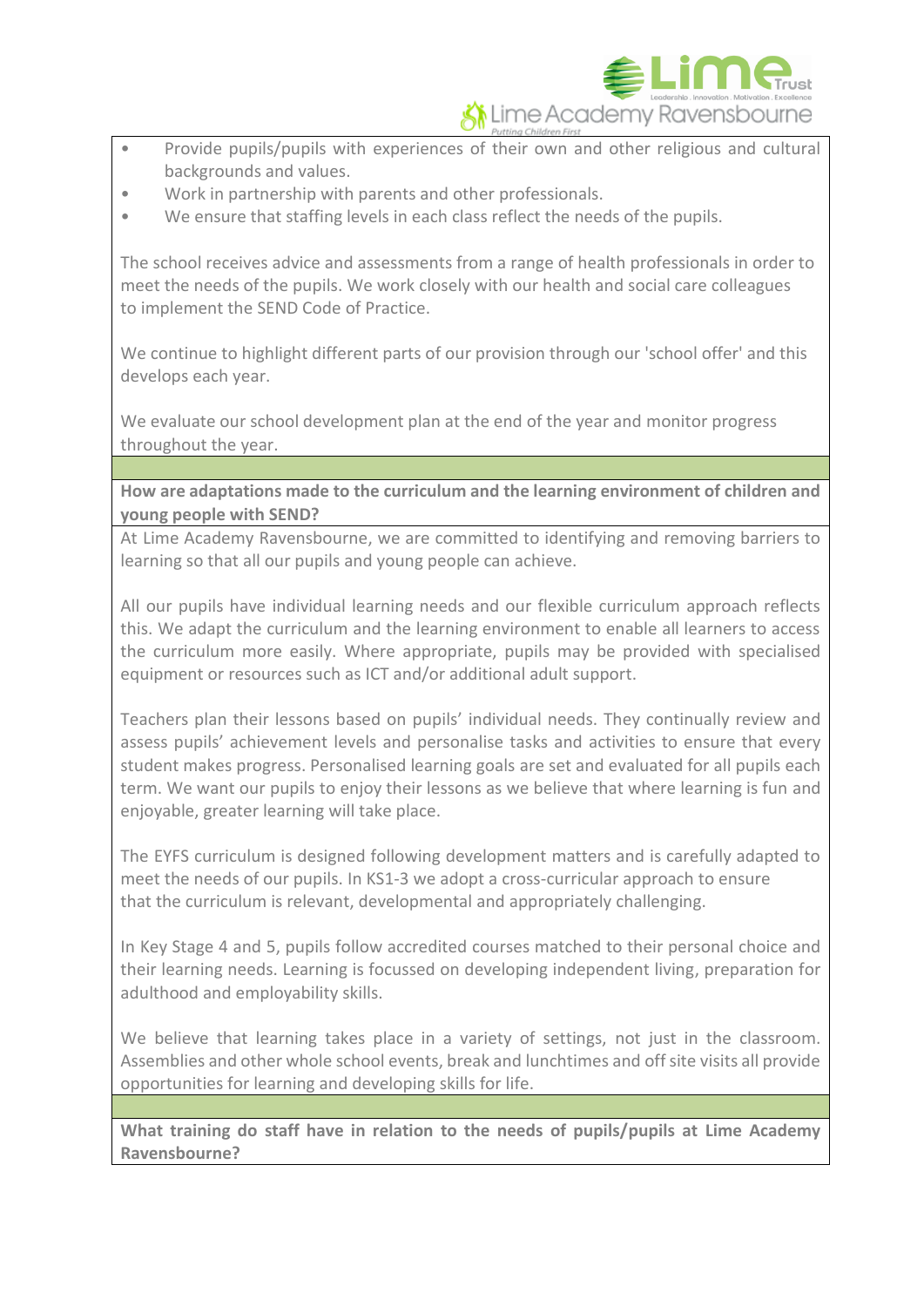- Provide pupils/pupils with experiences of their own and other religious and cultural backgrounds and values.
- Work in partnership with parents and other professionals.
- We ensure that staffing levels in each class reflect the needs of the pupils.

The school receives advice and assessments from a range of health professionals in order to meet the needs of the pupils. We work closely with our health and social care colleagues to implement the SEND Code of Practice.

We continue to highlight different parts of our provision through our 'school offer' and this develops each year.

We evaluate our school development plan at the end of the year and monitor progress throughout the year.

**How are adaptations made to the curriculum and the learning environment of children and young people with SEND?**

At Lime Academy Ravensbourne, we are committed to identifying and removing barriers to learning so that all our pupils and young people can achieve.

All our pupils have individual learning needs and our flexible curriculum approach reflects this. We adapt the curriculum and the learning environment to enable all learners to access the curriculum more easily. Where appropriate, pupils may be provided with specialised equipment or resources such as ICT and/or additional adult support.

Teachers plan their lessons based on pupils' individual needs. They continually review and assess pupils' achievement levels and personalise tasks and activities to ensure that every student makes progress. Personalised learning goals are set and evaluated for all pupils each term. We want our pupils to enjoy their lessons as we believe that where learning is fun and enjoyable, greater learning will take place.

The EYFS curriculum is designed following development matters and is carefully adapted to meet the needs of our pupils. In KS1-3 we adopt a cross-curricular approach to ensure that the curriculum is relevant, developmental and appropriately challenging.

In Key Stage 4 and 5, pupils follow accredited courses matched to their personal choice and their learning needs. Learning is focussed on developing independent living, preparation for adulthood and employability skills.

We believe that learning takes place in a variety of settings, not just in the classroom. Assemblies and other whole school events, break and lunchtimes and off site visits all provide opportunities for learning and developing skills for life.

**What training do staff have in relation to the needs of pupils/pupils at Lime Academy Ravensbourne?**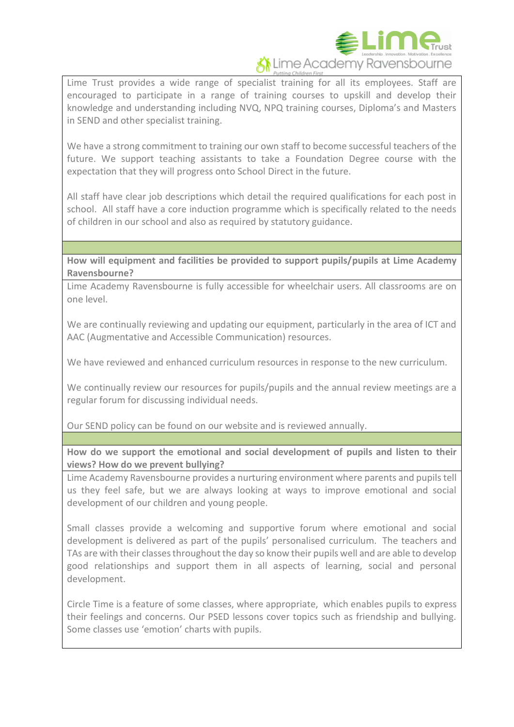Lime Trust provides a wide range of specialist training for all its employees. Staff are encouraged to participate in a range of training courses to upskill and develop their knowledge and understanding including NVQ, NPQ training courses, Diploma's and Masters in SEND and other specialist training.

We have a strong commitment to training our own staff to become successful teachers of the future. We support teaching assistants to take a Foundation Degree course with the expectation that they will progress onto School Direct in the future.

All staff have clear job descriptions which detail the required qualifications for each post in school. All staff have a core induction programme which is specifically related to the needs of children in our school and also as required by statutory guidance.

**How will equipment and facilities be provided to support pupils/pupils at Lime Academy Ravensbourne?**

Lime Academy Ravensbourne is fully accessible for wheelchair users. All classrooms are on one level.

We are continually reviewing and updating our equipment, particularly in the area of ICT and AAC (Augmentative and Accessible Communication) resources.

We have reviewed and enhanced curriculum resources in response to the new curriculum.

We continually review our resources for pupils/pupils and the annual review meetings are a regular forum for discussing individual needs.

Our SEND policy can be found on our website and is reviewed annually.

**How do we support the emotional and social development of pupils and listen to their views? How do we prevent bullying?**

Lime Academy Ravensbourne provides a nurturing environment where parents and pupils tell us they feel safe, but we are always looking at ways to improve emotional and social development of our children and young people.

Small classes provide a welcoming and supportive forum where emotional and social development is delivered as part of the pupils' personalised curriculum. The teachers and TAs are with their classes throughout the day so know their pupils well and are able to develop good relationships and support them in all aspects of learning, social and personal development.

Circle Time is a feature of some classes, where appropriate, which enables pupils to express their feelings and concerns. Our PSED lessons cover topics such as friendship and bullying. Some classes use 'emotion' charts with pupils.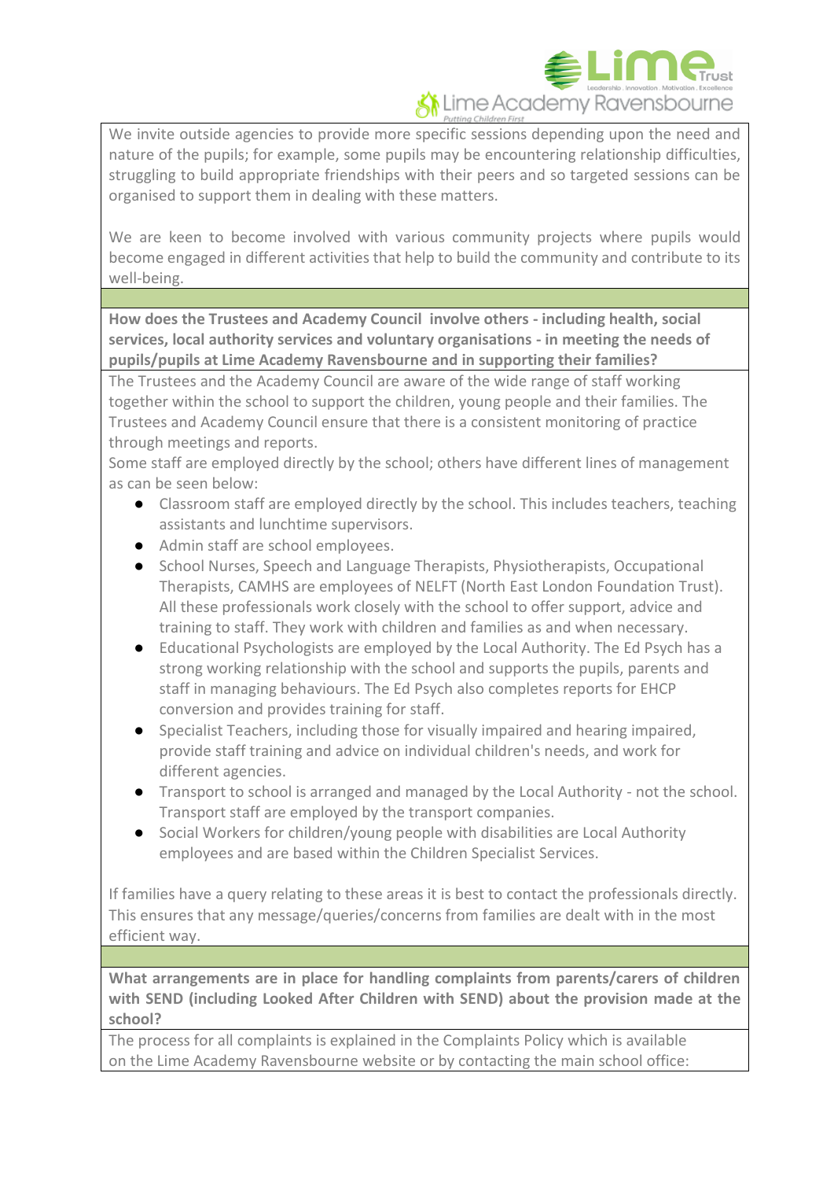We invite outside agencies to provide more specific sessions depending upon the need and nature of the pupils; for example, some pupils may be encountering relationship difficulties, struggling to build appropriate friendships with their peers and so targeted sessions can be organised to support them in dealing with these matters.

We are keen to become involved with various community projects where pupils would become engaged in different activities that help to build the community and contribute to its well-being.

**How does the Trustees and Academy Council involve others - including health, social services, local authority services and voluntary organisations - in meeting the needs of pupils/pupils at Lime Academy Ravensbourne and in supporting their families?**

The Trustees and the Academy Council are aware of the wide range of staff working together within the school to support the children, young people and their families. The Trustees and Academy Council ensure that there is a consistent monitoring of practice through meetings and reports.

Some staff are employed directly by the school; others have different lines of management as can be seen below:

- Classroom staff are employed directly by the school. This includes teachers, teaching assistants and lunchtime supervisors.
- Admin staff are school employees.
- School Nurses, Speech and Language Therapists, Physiotherapists, Occupational Therapists, CAMHS are employees of NELFT (North East London Foundation Trust). All these professionals work closely with the school to offer support, advice and training to staff. They work with children and families as and when necessary.
- Educational Psychologists are employed by the Local Authority. The Ed Psych has a strong working relationship with the school and supports the pupils, parents and staff in managing behaviours. The Ed Psych also completes reports for EHCP conversion and provides training for staff.
- Specialist Teachers, including those for visually impaired and hearing impaired, provide staff training and advice on individual children's needs, and work for different agencies.
- Transport to school is arranged and managed by the Local Authority - not the school. Transport staff are employed by the transport companies.
- Social Workers for children/young people with disabilities are Local Authority employees and are based within the Children Specialist Services.

If families have a query relating to these areas it is best to contact the professionals directly. This ensures that any message/queries/concerns from families are dealt with in the most efficient way.

**What arrangements are in place for handling complaints from parents/carers of children with SEND (including Looked After Children with SEND) about the provision made at the school?**

The process for all complaints is explained in the Complaints Policy which is available on the Lime Academy Ravensbourne website or by contacting the main school office: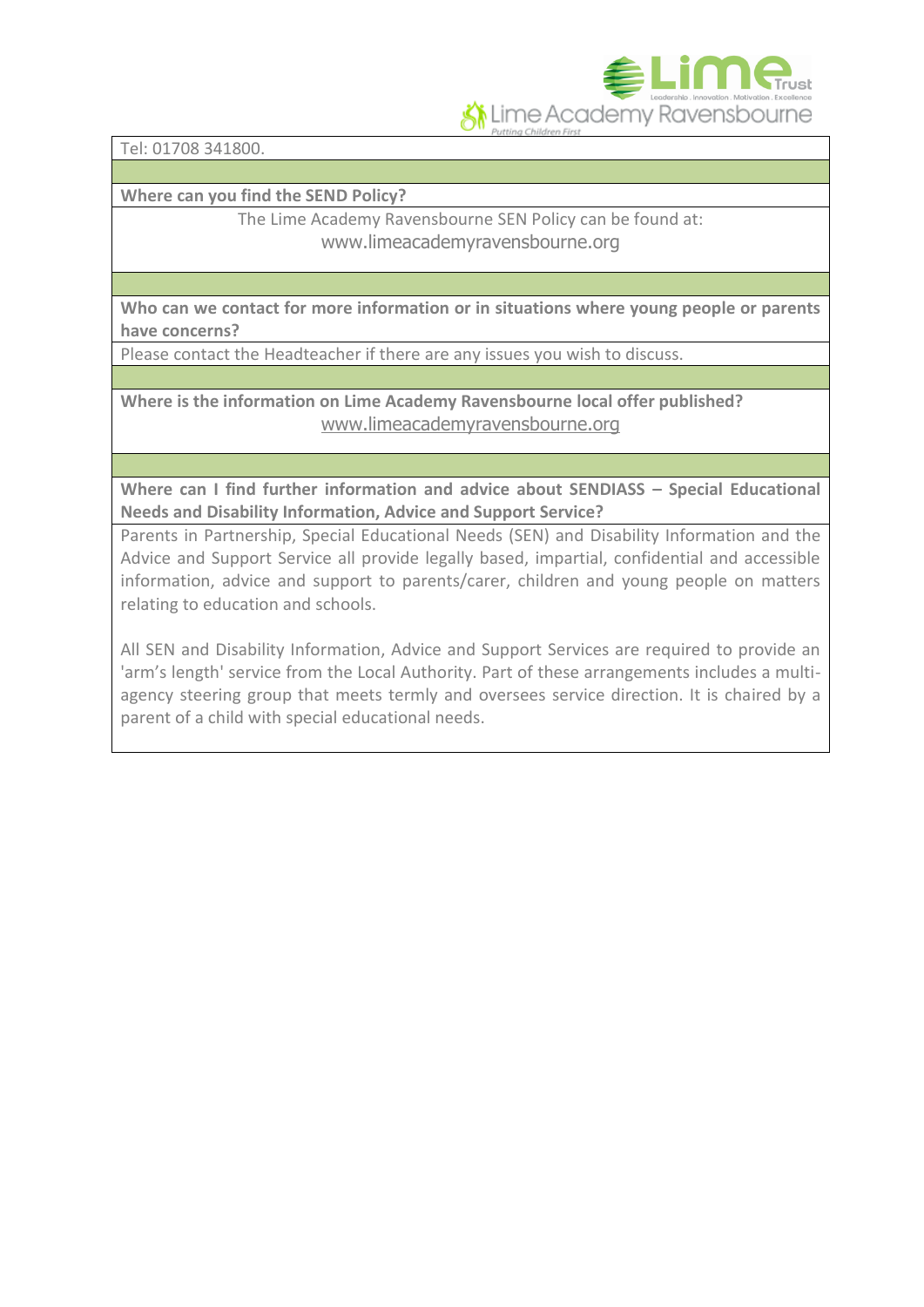Tel: 01708 341800.

**Where can you find the SEND Policy?**

The Lime Academy Ravensbourne SEN Policy can be found at:
www.limeacademyravensbourne.org

**Who can we contact for more information or in situations where young people or parents have concerns?**

Please contact the Headteacher if there are any issues you wish to discuss.

**Where is the information on Lime Academy Ravensbourne local offer published?**

www.limeacademyravensbourne.org

**Where can I find further information and advice about SENDIASS – Special Educational Needs and Disability Information, Advice and Support Service?**

Parents in Partnership, Special Educational Needs (SEN) and Disability Information and the Advice and Support Service all provide legally based, impartial, confidential and accessible information, advice and support to parents/carer, children and young people on matters relating to education and schools.

All SEN and Disability Information, Advice and Support Services are required to provide an 'arm's length' service from the Local Authority. Part of these arrangements includes a multi-agency steering group that meets termly and oversees service direction. It is chaired by a parent of a child with special educational needs.